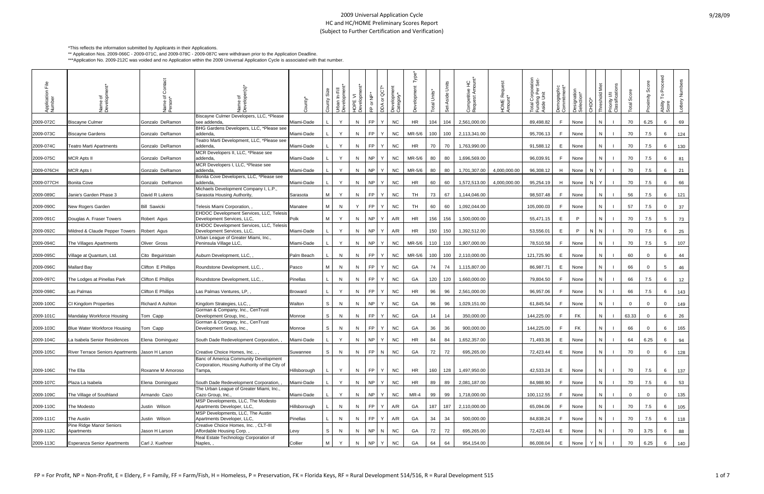# 2009 Universal Application Cycle
## HC and HC/HOME Preliminary Scores Report
### (Subject to Further Certification and Verification)

9/28/09

*This reflects the information submitted by Applicants in their Applications.

** Application Nos. 2009-066C - 2009-071C, and 2009-078C - 2009-087C were withdrawn prior to the Application Deadline.

***Application No. 2009-212C was voided and no Application within the 2009 Universal Application Cycle is associated with that number.

| Application File Number | Name of Development* | Name of Contact Person* | Name of Developer(s)* | County* | County Size | Urban In-Fill Development* | HOPE VI Development* | FP or NP* | DDA or QCT* | Development Category* | Development Type* | Total Units* | Set-Aside Units | Competitive HC Request Amount* | HOME Request Amount* | Total Corporation Funding Per Set-Aside Unit | Demographic Commitment* | Designation Selection* | CHDO* | Threshold Met | Priority I/II Classifications | Total Score | Proximity Score | Ability To Proceed Score | Lottery Numbers |
|---|---|---|---|---|---|---|---|---|---|---|---|---|---|---|---|---|---|---|---|---|---|---|---|---|---|
| 2009-072C | Biscayne Culmer | Gonzalo DeRamon | Biscayne Culmer Developers, LLC, *Please see addenda, | Miami-Dade | L | Y | N | FP | Y | NC | HR | 104 | 104 | 2,561,000.00 | | 89,498.82 | F | None | | N | I | 70 | 6.25 | 6 | 69 |
| 2009-073C | Biscayne Gardens | Gonzalo DeRamon | BHG Gardens Developers, LLC, *Please see addenda, | Miami-Dade | L | Y | N | FP | Y | NC | MR-5/6 | 100 | 100 | 2,113,341.00 | | 95,706.13 | F | None | | N | I | 70 | 7.5 | 6 | 124 |
| 2009-074C | Teatro Marti Apartments | Gonzalo DeRamon | Teatro Marti Development, LLC, *Please see addenda, | Miami-Dade | L | Y | N | FP | Y | NC | HR | 70 | 70 | 1,763,990.00 | | 91,588.12 | E | None | | N | I | 70 | 7.5 | 6 | 130 |
| 2009-075C | MCR Apts II | Gonzalo DeRamon | MCR Developers II, LLC, *Please see addenda, | Miami-Dade | L | Y | N | NP | Y | NC | MR-5/6 | 80 | 80 | 1,696,569.00 | | 96,039.91 | F | None | | N | I | 70 | 7.5 | 6 | 81 |
| 2009-076CH | MCR Apts I | Gonzalo DeRamon | MCR Developers I, LLC, *Please see addenda, | Miami-Dade | L | Y | N | NP | Y | NC | MR-5/6 | 80 | 80 | 1,701,307.00 | 4,000,000.00 | 96,308.12 | H | None | N | Y | I | 70 | 7.5 | 6 | 21 |
| 2009-077CH | Bonita Cove | Gonzalo DeRamon | Bonita Cove Developers, LLC, *Please see addenda, | Miami-Dade | L | Y | N | NP | Y | NC | HR | 60 | 60 | 1,572,513.00 | 4,000,000.00 | 95,254.19 | H | None | N | Y | I | 70 | 7.5 | 6 | 66 |
| 2009-089C | Janie's Garden Phase 3 | David R Lukens | Michaels Development Company I, L.P., Sarasota Housing Authority, | Sarasota | M | Y | N | FP | Y | NC | TH | 73 | 67 | 1,144,046.00 | | 98,507.48 | F | None | | N | I | 56 | 7.5 | 6 | 121 |
| 2009-090C | New Rogers Garden | Bill Sawicki | Telesis Miami Corporation, , | Manatee | M | N | Y | FP | Y | NC | TH | 60 | 60 | 1,092,044.00 | | 105,000.03 | F | None | | N | I | 57 | 7.5 | 0 | 37 |
| 2009-091C | Douglas A. Fraser Towers | Robert Agus | EHDOC Development Services, LLC, Telesis Development Services, LLC, | Polk | M | Y | N | NP | Y | A/R | HR | 156 | 156 | 1,500,000.00 | | 55,471.15 | E | P | | N | I | 70 | 7.5 | 5 | 73 |
| 2009-092C | Mildred & Claude Pepper Towers | Robert Agus | EHDOC Development Services, LLC, Telesis Development Services, LLC, | Miami-Dade | L | Y | N | NP | Y | A/R | HR | 150 | 150 | 1,392,512.00 | | 53,556.01 | E | P | N | N | I | 70 | 7.5 | 6 | 25 |
| 2009-094C | The Villages Apartments | Oliver Gross | Urban League of Greater Miami, Inc., Peninsula Village LLC, | Miami-Dade | L | Y | N | NP | Y | NC | MR-5/6 | 110 | 110 | 1,907,000.00 | | 78,510.58 | F | None | | N | I | 70 | 7.5 | 5 | 107 |
| 2009-095C | Village at Quantum, Ltd. | Cito Beguiristain | Auburn Development, LLC, , | Palm Beach | L | N | N | FP | Y | NC | MR-5/6 | 100 | 100 | 2,110,000.00 | | 121,725.90 | E | None | | N | I | 60 | 0 | 6 | 44 |
| 2009-096C | Mallard Bay | Clifton E Phillips | Roundstone Development, LLC, , | Pasco | M | N | N | FP | Y | NC | GA | 74 | 74 | 1,115,807.00 | | 86,987.71 | E | None | | N | I | 66 | 0 | 5 | 46 |
| 2009-097C | The Lodges at Pinellas Park | Clifton E Phillips | Roundstone Development, LLC, , | Pinellas | L | N | N | FP | Y | NC | GA | 120 | 120 | 1,660,000.00 | | 79,804.50 | F | None | | N | I | 66 | 7.5 | 6 | 12 |
| 2009-098C | Las Palmas | Clifton E Phillips | Las Palmas Ventures, LP, , | Broward | L | Y | N | FP | Y | NC | HR | 96 | 96 | 2,561,000.00 | | 96,957.06 | F | None | | N | I | 66 | 7.5 | 6 | 143 |
| 2009-100C | CI Kingdom Properties | Richard A Ashton | Kingdom Strategies, LLC, , | Walton | S | N | N | NP | Y | NC | GA | 96 | 96 | 1,029,151.00 | | 61,845.54 | F | None | | N | I | 0 | 0 | 0 | 149 |
| 2009-101C | Mandalay Workforce Housing | Tom Capp | Gorman & Company, Inc., CenTrust Development Group, Inc., | Monroe | S | N | N | FP | Y | NC | GA | 14 | 14 | 350,000.00 | | 144,225.00 | F | FK | | N | I | 63.33 | 0 | 6 | 26 |
| 2009-103C | Blue Water Workforce Housing | Tom Capp | Gorman & Company, Inc., CenTrust Development Group, Inc., | Monroe | S | N | N | FP | Y | NC | GA | 36 | 36 | 900,000.00 | | 144,225.00 | F | FK | | N | I | 66 | 0 | 6 | 165 |
| 2009-104C | La Isabela Senior Residences | Elena Dominguez | South Dade Redevelopment Corporation, , | Miami-Dade | L | Y | N | NP | Y | NC | HR | 84 | 84 | 1,652,357.00 | | 71,493.36 | E | None | | N | I | 64 | 6.25 | 6 | 94 |
| 2009-105C | River Terrace Seniors Apartments | Jason H Larson | Creative Choice Homes, Inc. , , | Suwannee | S | N | N | FP | N | NC | GA | 72 | 72 | 695,265.00 | | 72,423.44 | E | None | | N | I | 70 | 0 | 6 | 128 |
| 2009-106C | The Ella | Roxanne M Amoroso | Banc of America Community Development Corporation, Housing Authority of the City of Tampa, | Hillsborough | L | Y | N | FP | Y | NC | HR | 160 | 128 | 1,497,950.00 | | 42,533.24 | E | None | | N | I | 70 | 7.5 | 6 | 137 |
| 2009-107C | Plaza La Isabela | Elena Dominguez | South Dade Redevelopment Corporation, , | Miami-Dade | L | Y | N | NP | Y | NC | HR | 89 | 89 | 2,081,187.00 | | 84,988.90 | F | None | | N | I | 70 | 7.5 | 6 | 53 |
| 2009-109C | The Village of Southland | Armando Cazo | The Urban League of Greater Miami, Inc., Cazo Group, Inc., | Miami-Dade | L | Y | N | NP | Y | NC | MR-4 | 99 | 99 | 1,718,000.00 | | 100,112.55 | F | None | | N | I | 0 | 0 | 0 | 135 |
| 2009-110C | The Modesto | Justin Wilson | MSP Developments, LLC, The Modesto Apartments Developer, LLC, | Hillsborough | L | N | N | FP | Y | A/R | GA | 187 | 187 | 2,110,000.00 | | 65,094.06 | F | None | | N | I | 70 | 7.5 | 6 | 105 |
| 2009-111C | The Austin | Justin Wilson | MSP Developments, LLC, The Austin Apartments Developer, LLC, | Pinellas | L | N | N | FP | Y | A/R | GA | 34 | 34 | 500,000.00 | | 84,838.24 | F | None | | N | I | 70 | 7.5 | 6 | 118 |
| 2009-112C | Pine Ridge Manor Seniors Apartments | Jason H Larson | Creative Choice Homes, Inc. , CLT-III Affordable Housing Corp. , | Levy | S | N | N | NP | N | NC | GA | 72 | 72 | 695,265.00 | | 72,423.44 | E | None | | N | I | 70 | 3.75 | 6 | 88 |
| 2009-113C | Esperanza Senior Apartments | Carl J. Kuehner | Real Estate Technology Corporation of Naples, , | Collier | M | Y | N | NP | Y | NC | GA | 64 | 64 | 954,154.00 | | 86,008.04 | E | None | Y | N | I | 70 | 6.25 | 6 | 140 |

FP = For Profit, NP = Non-Profit, E = Eldery, F = Family, FF = Farm/Fish, H = Homeless, P = Preservation, FK = Florida Keys, RF = Rural Development 514/516, R = Rural Development 515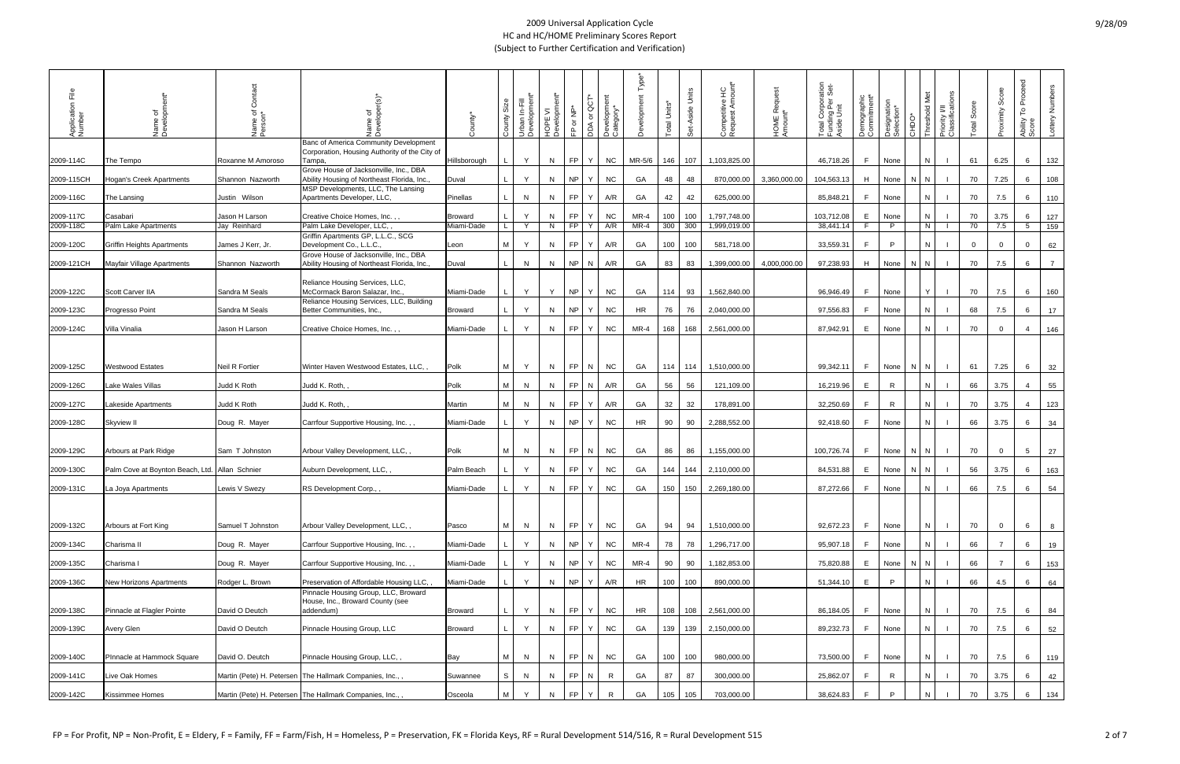# 2009 Universal Application Cycle
## HC and HC/HOME Preliminary Scores Report
### (Subject to Further Certification and Verification)

| Application File Number | Name of Development* | Name of Contact Person* | Name of Developer(s)* | County* | County Size | Urban In-Fill Development* | HOPE VI Development* | FP or NP* | DDA or QCT* | Development Category* | Development Type* | Total Units* | Set-Aside Units | Competitive HC Request Amount* | HOME Request Amount* | Total Corporation Funding Per Set-Aside Unit | Demographic Commitment* | Designation Selection* | CHDO* | Threshold Met | Priority VII Classifications | Total Score | Proximity Score | Ability To Proceed Score | Lottery Numbers |
|---|---|---|---|---|---|---|---|---|---|---|---|---|---|---|---|---|---|---|---|---|---|---|---|---|---|
| 2009-114C | The Tempo | Roxanne M Amoroso | Banc of America Community Development Corporation, Housing Authority of the City of Tampa, | Hillsborough | L | Y | N | FP | Y | NC | MR-5/6 | 146 | 107 | 1,103,825.00 | | 46,718.26 | F | None | | N | I | 61 | 6.25 | 6 | 132 |
| 2009-115CH | Hogan's Creek Apartments | Shannon Nazworth | Grove House of Jacksonville, Inc., DBA Ability Housing of Northeast Florida, Inc., | Duval | L | Y | N | NP | Y | NC | GA | 48 | 48 | 870,000.00 | 3,360,000.00 | 104,563.13 | H | None | N | N | I | 70 | 7.25 | 6 | 108 |
| 2009-116C | The Lansing | Justin Wilson | MSP Developments, LLC, The Lansing Apartments Developer, LLC, | Pinellas | L | N | N | FP | Y | A/R | GA | 42 | 42 | 625,000.00 | | 85,848.21 | F | None | | N | I | 70 | 7.5 | 6 | 110 |
| 2009-117C | Casabari | Jason H Larson | Creative Choice Homes, Inc. , , | Broward | L | Y | N | FP | Y | NC | MR-4 | 100 | 100 | 1,797,748.00 | | 103,712.08 | E | None | | N | I | 70 | 3.75 | 6 | 127 |
| 2009-118C | Palm Lake Apartments | Jay Reinhard | Palm Lake Developer, LLC, , | Miami-Dade | L | Y | N | FP | Y | A/R | MR-4 | 300 | 300 | 1,999,019.00 | | 38,441.14 | F | P | | N | I | 70 | 7.5 | 5 | 159 |
| 2009-120C | Griffin Heights Apartments | James J Kerr, Jr. | Griffin Apartments GP, L.L.C., SCG Development Co., L.L.C., | Leon | M | Y | N | FP | Y | A/R | GA | 100 | 100 | 581,718.00 | | 33,559.31 | F | P | | N | I | 0 | 0 | 0 | 62 |
| 2009-121CH | Mayfair Village Apartments | Shannon Nazworth | Grove House of Jacksonville, Inc., DBA Ability Housing of Northeast Florida, Inc., | Duval | L | N | N | NP | N | A/R | GA | 83 | 83 | 1,399,000.00 | 4,000,000.00 | 97,238.93 | H | None | N | N | I | 70 | 7.5 | 6 | 7 |
| 2009-122C | Scott Carver IIA | Sandra M Seals | Reliance Housing Services, LLC, McCormack Baron Salazar, Inc., | Miami-Dade | L | Y | Y | NP | Y | NC | GA | 114 | 93 | 1,562,840.00 | | 96,946.49 | F | None | | Y | I | 70 | 7.5 | 6 | 160 |
| 2009-123C | Progresso Point | Sandra M Seals | Reliance Housing Services, LLC, Building Better Communities, Inc., | Broward | L | Y | N | NP | Y | NC | HR | 76 | 76 | 2,040,000.00 | | 97,556.83 | F | None | | N | I | 68 | 7.5 | 6 | 17 |
| 2009-124C | Villa Vinalia | Jason H Larson | Creative Choice Homes, Inc. , , | Miami-Dade | L | Y | N | FP | Y | NC | MR-4 | 168 | 168 | 2,561,000.00 | | 87,942.91 | E | None | | N | I | 70 | 0 | 4 | 146 |
| 2009-125C | Westwood Estates | Neil R Fortier | Winter Haven Westwood Estates, LLC, , | Polk | M | Y | N | FP | N | NC | GA | 114 | 114 | 1,510,000.00 | | 99,342.11 | F | None | N | N | I | 61 | 7.25 | 6 | 32 |
| 2009-126C | Lake Wales Villas | Judd K Roth | Judd K. Roth, , | Polk | M | N | N | FP | N | A/R | GA | 56 | 56 | 121,109.00 | | 16,219.96 | E | R | | N | I | 66 | 3.75 | 4 | 55 |
| 2009-127C | Lakeside Apartments | Judd K Roth | Judd K. Roth, , | Martin | M | N | N | FP | Y | A/R | GA | 32 | 32 | 178,891.00 | | 32,250.69 | F | R | | N | I | 70 | 3.75 | 4 | 123 |
| 2009-128C | Skyview II | Doug R. Mayer | Carrfour Supportive Housing, Inc. , , | Miami-Dade | L | Y | N | NP | Y | NC | HR | 90 | 90 | 2,288,552.00 | | 92,418.60 | F | None | | N | I | 66 | 3.75 | 6 | 34 |
| 2009-129C | Arbours at Park Ridge | Sam T Johnston | Arbour Valley Development, LLC, , | Polk | M | N | N | FP | N | NC | GA | 86 | 86 | 1,155,000.00 | | 100,726.74 | F | None | N | N | I | 70 | 0 | 5 | 27 |
| 2009-130C | Palm Cove at Boynton Beach, Ltd. | Allan Schnier | Auburn Development, LLC, , | Palm Beach | L | Y | N | FP | Y | NC | GA | 144 | 144 | 2,110,000.00 | | 84,531.88 | E | None | N | N | I | 56 | 3.75 | 6 | 163 |
| 2009-131C | La Joya Apartments | Lewis V Swezy | RS Development Corp., , | Miami-Dade | L | Y | N | FP | Y | NC | GA | 150 | 150 | 2,269,180.00 | | 87,272.66 | F | None | | N | I | 66 | 7.5 | 6 | 54 |
| 2009-132C | Arbours at Fort King | Samuel T Johnston | Arbour Valley Development, LLC, , | Pasco | M | N | N | FP | Y | NC | GA | 94 | 94 | 1,510,000.00 | | 92,672.23 | F | None | | N | I | 70 | 0 | 6 | 8 |
| 2009-134C | Charisma II | Doug R. Mayer | Carrfour Supportive Housing, Inc. , , | Miami-Dade | L | Y | N | NP | Y | NC | MR-4 | 78 | 78 | 1,296,717.00 | | 95,907.18 | F | None | | N | I | 66 | 7 | 6 | 19 |
| 2009-135C | Charisma I | Doug R. Mayer | Carrfour Supportive Housing, Inc. , , | Miami-Dade | L | Y | N | NP | Y | NC | MR-4 | 90 | 90 | 1,182,853.00 | | 75,820.88 | E | None | N | N | I | 66 | 7 | 6 | 153 |
| 2009-136C | New Horizons Apartments | Rodger L. Brown | Preservation of Affordable Housing LLC, , | Miami-Dade | L | Y | N | NP | Y | A/R | HR | 100 | 100 | 890,000.00 | | 51,344.10 | E | P | | N | I | 66 | 4.5 | 6 | 64 |
| 2009-138C | Pinnacle at Flagler Pointe | David O Deutch | Pinnacle Housing Group, LLC, Broward House, Inc., Broward County (see addendum) | Broward | L | Y | N | FP | Y | NC | HR | 108 | 108 | 2,561,000.00 | | 86,184.05 | F | None | | N | I | 70 | 7.5 | 6 | 84 |
| 2009-139C | Avery Glen | David O Deutch | Pinnacle Housing Group, LLC | Broward | L | Y | N | FP | Y | NC | GA | 139 | 139 | 2,150,000.00 | | 89,232.73 | F | None | | N | I | 70 | 7.5 | 6 | 52 |
| 2009-140C | PInnacle at Hammock Square | David O. Deutch | Pinnacle Housing Group, LLC, , | Bay | M | N | N | FP | N | NC | GA | 100 | 100 | 980,000.00 | | 73,500.00 | F | None | | N | I | 70 | 7.5 | 6 | 119 |
| 2009-141C | Live Oak Homes | Martin (Pete) H. Petersen | The Hallmark Companies, Inc., , | Suwannee | S | N | N | FP | N | R | GA | 87 | 87 | 300,000.00 | | 25,862.07 | F | R | | N | I | 70 | 3.75 | 6 | 42 |
| 2009-142C | Kissimmee Homes | Martin (Pete) H. Petersen | The Hallmark Companies, Inc., , | Osceola | M | Y | N | FP | Y | R | GA | 105 | 105 | 703,000.00 | | 38,624.83 | F | P | | N | I | 70 | 3.75 | 6 | 134 |

FP = For Profit, NP = Non-Profit, E = Eldery, F = Family, FF = Farm/Fish, H = Homeless, P = Preservation, FK = Florida Keys, RF = Rural Development 514/516, R = Rural Development 515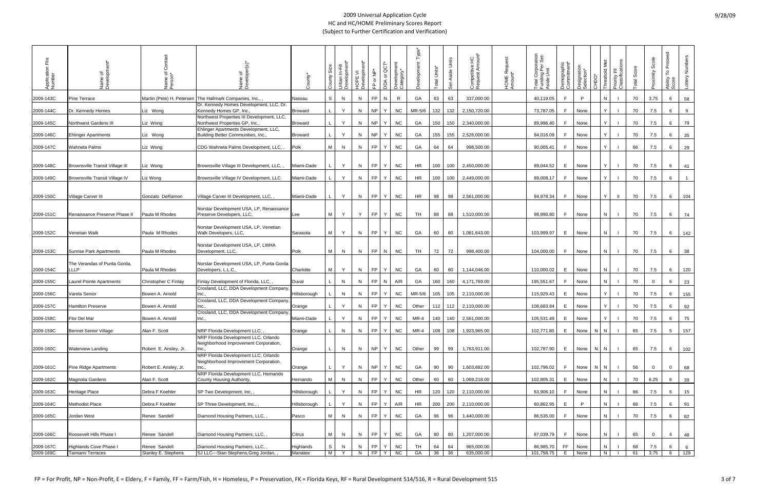2009 Universal Application Cycle
HC and HC/HOME Preliminary Scores Report
(Subject to Further Certification and Verification)

| Application File Number | Name of Development* | Name of Contact Person* | Name of Developer(s)* | County* | County Size | Urban In-Fill Development* | HOPE VI Development* | FP or NP* | DDA or QCT* | Development Category* | Development Type* | Total Units* | Set-Aside Units | Competitive HC Request Amount* | HOME Request Amount* | Total Corporation Funding Per Set-Aside Unit | Demographic Commitment* | Designation Selection* | CHDO* | Threshold Met | Priority VIII Classifications | Total Score | Proximity Score | Ability To Proceed Score | Lottery Numbers |
|---|---|---|---|---|---|---|---|---|---|---|---|---|---|---|---|---|---|---|---|---|---|---|---|---|---|
| 2009-143C | Pine Terrace | Martin (Pete) H. Petersen | The Hallmark Companies, Inc., , | Nassau | S | N | N | FP | N | R | GA | 63 | 63 | 337,000.00 | | 40,119.05 | F | P | | N | I | 70 | 3.75 | 6 | 58 |
| 2009-144C | Dr. Kennedy Homes | Liz Wong | Dr. Kennedy Homes Development, LLC, Dr. Kennedy Homes GP, Inc., | Broward | L | Y | N | NP | Y | NC | MR-5/6 | 132 | 132 | 2,150,720.00 | | 73,787.05 | F | None | | Y | I | 70 | 7.5 | 6 | 9 |
| 2009-145C | Northwest Gardens III | Liz Wong | Northwest Properties III Development, LLC, Northwest Properties GP, Inc., | Broward | L | Y | N | NP | Y | NC | GA | 150 | 150 | 2,340,000.00 | | 89,996.40 | F | None | | Y | I | 70 | 7.5 | 6 | 79 |
| 2009-146C | Ehlinger Apartments | Liz Wong | Ehlinger Apartments Development, LLC, Building Better Communities, Inc., | Broward | L | Y | N | NP | Y | NC | GA | 155 | 155 | 2,526,000.00 | | 94,016.09 | F | None | | Y | I | 70 | 7.5 | 6 | 35 |
| 2009-147C | Wahneta Palms | Liz Wong | CDG Wahneta Palms Development, LLC, , | Polk | M | N | N | FP | Y | NC | GA | 64 | 64 | 998,500.00 | | 90,005.41 | F | None | | Y | I | 66 | 7.5 | 6 | 29 |
| 2009-148C | Brownsville Transit Village III | Liz Wong | Brownsville Village III Development, LLC, , | Miami-Dade | L | Y | N | FP | Y | NC | HR | 100 | 100 | 2,450,000.00 | | 89,044.52 | E | None | | Y | I | 70 | 7.5 | 6 | 41 |
| 2009-149C | Brownsville Transit Village IV | Liz Wong | Brownsville Village IV Development, LLC | Miami-Dade | L | Y | N | FP | Y | NC | HR | 100 | 100 | 2,449,000.00 | | 89,008.17 | F | None | | Y | I | 70 | 7.5 | 6 | 1 |
| 2009-150C | Village Carver III | Gonzalo DeRamon | Village Carver III Development, LLC, , | Miami-Dade | L | Y | N | FP | Y | NC | HR | 98 | 98 | 2,561,000.00 | | 94,978.34 | F | None | | Y | II | 70 | 7.5 | 6 | 104 |
| 2009-151C | Renaissance Preserve Phase II | Paula M Rhodes | Norstar Development USA, LP, Renaissance Preserve Developers, LLC, | Lee | M | Y | Y | FP | Y | NC | TH | 88 | 88 | 1,510,000.00 | | 98,990.80 | F | None | | N | I | 70 | 7.5 | 6 | 74 |
| 2009-152C | Venetian Walk | Paula M Rhodes | Norstar Development USA, LP, Venetian Walk Developers, LLC, | Sarasota | M | Y | N | FP | Y | NC | GA | 60 | 60 | 1,081,643.00 | | 103,999.97 | E | None | | N | I | 70 | 7.5 | 6 | 142 |
| 2009-153C | Sunrise Park Apartments | Paula M Rhodes | Norstar Development USA, LP, LWHA Development, LLC, | Polk | M | N | N | FP | N | NC | TH | 72 | 72 | 998,400.00 | | 104,000.00 | F | None | | N | I | 70 | 7.5 | 6 | 38 |
| 2009-154C | The Verandas of Punta Gorda, LLLP | Paula M Rhodes | Norstar Development USA, LP, Punta Gorda Developers, L.L.C., | Charlotte | M | Y | N | FP | Y | NC | GA | 60 | 60 | 1,144,046.00 | | 110,000.02 | E | None | | N | I | 70 | 7.5 | 6 | 120 |
| 2009-155C | Laurel Pointe Apartments | Christopher C Finlay | Finlay Development of Florida, LLC, , | Duval | L | N | N | FP | N | A/R | GA | 160 | 160 | 4,171,769.00 | | 195,551.67 | F | None | | N | I | 70 | 0 | 6 | 23 |
| 2009-156C | Varela Senior | Bowen A. Arnold | Crosland, LLC, DDA Development Company, Inc., | Hillsborough | L | N | N | FP | Y | NC | MR-5/6 | 105 | 105 | 2,110,000.00 | | 115,929.43 | E | None | | Y | I | 70 | 7.5 | 6 | 155 |
| 2009-157C | Hamilton Preserve | Bowen A. Arnold | Crosland, LLC, DDA Development Company, Inc., | Orange | L | Y | N | FP | Y | NC | Other | 112 | 112 | 2,110,000.00 | | 108,683.84 | E | None | | Y | I | 70 | 7.5 | 6 | 92 |
| 2009-158C | Flor Del Mar | Bowen A. Arnold | Crosland, LLC, DDA Development Company, Inc., | Miami-Dade | L | Y | N | FP | Y | NC | MR-4 | 140 | 140 | 2,561,000.00 | | 105,531.49 | E | None | | Y | I | 70 | 7.5 | 6 | 75 |
| 2009-159C | Bennet Senior Village | Alan F. Scott | NRP Florida Development LLC, , | Orange | L | N | N | FP | Y | NC | MR-4 | 108 | 108 | 1,923,965.00 | | 102,771.80 | E | None | N | N | I | 65 | 7.5 | 5 | 157 |
| 2009-160C | Waterview Landing | Robert E. Ansley, Jr. | NRP Florida Development LLC, Orlando Neighborhood Improvement Corporation, Inc., | Orange | L | N | N | NP | Y | NC | Other | 99 | 99 | 1,763,911.00 | | 102,787.90 | E | None | N | N | I | 65 | 7.5 | 6 | 102 |
| 2009-161C | Pine Ridge Apartments | Robert E. Ansley, Jr. | NRP Florida Development LLC, Orlando Neighborhood Improvement Corporation, Inc., | Orange | L | Y | N | NP | Y | NC | GA | 90 | 90 | 1,603,682.00 | | 102,796.02 | F | None | N | N | I | 56 | 0 | 0 | 68 |
| 2009-162C | Magnolia Gardens | Alan F. Scott | NRP Florida Development LLC, Hernando County Housing Authority, | Hernando | M | N | N | FP | Y | NC | Other | 60 | 60 | 1,069,218.00 | | 102,805.31 | E | None | | N | I | 70 | 6.25 | 6 | 39 |
| 2009-163C | Heritage Place | Debra F Koehler | SP Two Development, Inc, , | Hillsborough | L | Y | N | FP | Y | NC | HR | 120 | 120 | 2,110,000.00 | | 63,906.10 | F | None | | N | I | 66 | 7.5 | 6 | 15 |
| 2009-164C | Methodist Place | Debra F Koehler | SP Three Development, Inc., , | Hillsborough | L | Y | N | FP | Y | A/R | HR | 200 | 200 | 2,110,000.00 | | 60,862.95 | E | P | | N | I | 66 | 7.5 | 6 | 91 |
| 2009-165C | Jordan West | Renee Sandell | Diamond Housing Partners, LLC, , | Pasco | M | N | N | FP | Y | NC | GA | 96 | 96 | 1,440,000.00 | | 86,535.00 | F | None | | N | I | 70 | 7.5 | 6 | 82 |
| 2009-166C | Roosevelt Hills Phase I | Renee Sandell | Diamond Housing Partners, LLC, , | Citrus | M | N | N | FP | Y | NC | GA | 80 | 80 | 1,207,000.00 | | 87,039.79 | F | None | | N | I | 65 | 0 | 4 | 48 |
| 2009-167C | Highlands Cove Phase I | Renee Sandell | Diamond Housing Partners, LLC, , | Highlands | S | N | N | FP | Y | NC | TH | 64 | 64 | 965,000.00 | | 86,985.70 | FF | None | | N | I | 68 | 7.5 | 6 | 6 |
| 2009-169C | Tamiami Terraces | Stanley E. Stephens | SJ LLC---Stan Stephens,Greg Jordan, , | Manatee | M | Y | N | FP | Y | NC | GA | 36 | 36 | 635,000.00 | | 101,758.75 | E | None | | N | I | 61 | 3.75 | 6 | 129 |

FP = For Profit, NP = Non-Profit, E = Eldery, F = Family, FF = Farm/Fish, H = Homeless, P = Preservation, FK = Florida Keys, RF = Rural Development 514/516, R = Rural Development 515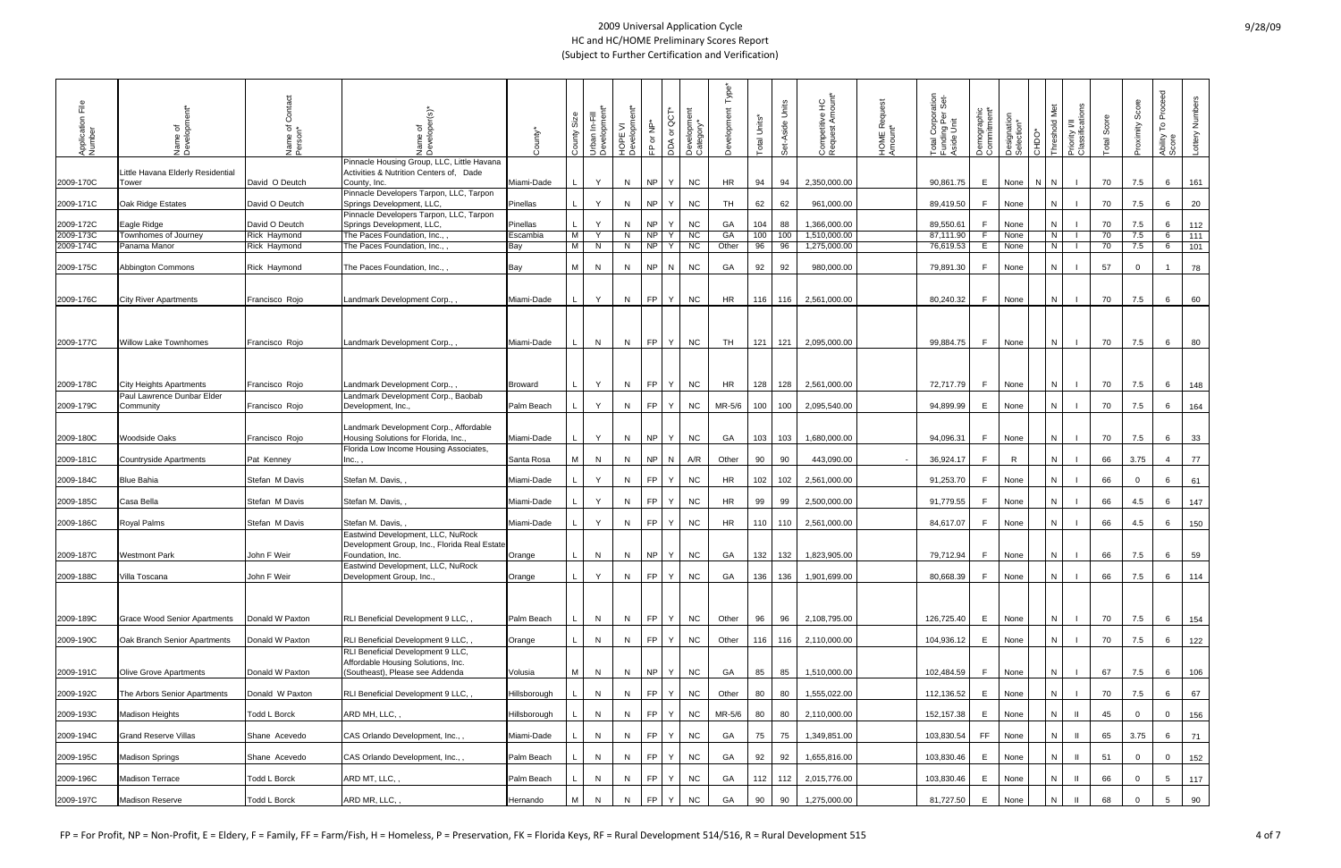2009 Universal Application Cycle
HC and HC/HOME Preliminary Scores Report
(Subject to Further Certification and Verification)

| Application File Number | Name of Development* | Name of Contact Person* | Name of Developer(s)* | County* | County Size | Urban In-Fill Development* | HOPE VI Development* | FP or NP* | DDA or QCT* | Development Category* | Development Type* | Total Units* | Set-Aside Units | Competitive HC Request Amount* | HOME Request Amount* | Total Corporation Funding Per Set-Aside Unit | Demographic Commitment* | Designation Selection* | CHDO* | Threshold Met | Priority VII Classifications | Total Score | Proximity Score | Ability To Proceed Score | Lottery Numbers |
|---|---|---|---|---|---|---|---|---|---|---|---|---|---|---|---|---|---|---|---|---|---|---|---|---|---|
| 2009-170C | Little Havana Elderly Residential Tower | David O Deutch | Pinnacle Housing Group, LLC, Little Havana Activities & Nutrition Centers of, Dade County, Inc. | Miami-Dade | L | Y | N | NP | Y | NC | HR | 94 | 94 | 2,350,000.00 | | 90,861.75 | E | None | N | N | I | 70 | 7.5 | 6 | 161 |
| 2009-171C | Oak Ridge Estates | David O Deutch | Pinnacle Developers Tarpon, LLC, Tarpon Springs Development, LLC, | Pinellas | L | Y | N | NP | Y | NC | TH | 62 | 62 | 961,000.00 | | 89,419.50 | F | None | | N | I | 70 | 7.5 | 6 | 20 |
| 2009-172C | Eagle Ridge | David O Deutch | Pinnacle Developers Tarpon, LLC, Tarpon Springs Development, LLC, | Pinellas | L | Y | N | NP | Y | NC | GA | 104 | 88 | 1,366,000.00 | | 89,550.61 | F | None | | N | I | 70 | 7.5 | 6 | 112 |
| 2009-173C | Townhomes of Journey | Rick Haymond | The Paces Foundation, Inc., , | Escambia | M | Y | N | NP | Y | NC | GA | 100 | 100 | 1,510,000.00 | | 87,111.90 | F | None | | N | I | 70 | 7.5 | 6 | 111 |
| 2009-174C | Panama Manor | Rick Haymond | The Paces Foundation, Inc., , | Bay | M | N | N | NP | Y | NC | Other | 96 | 96 | 1,275,000.00 | | 76,619.53 | E | None | | N | I | 70 | 7.5 | 6 | 101 |
| 2009-175C | Abbington Commons | Rick Haymond | The Paces Foundation, Inc., , | Bay | M | N | N | NP | N | NC | GA | 92 | 92 | 980,000.00 | | 79,891.30 | F | None | | N | I | 57 | 0 | 1 | 78 |
| 2009-176C | City River Apartments | Francisco Rojo | Landmark Development Corp., , | Miami-Dade | L | Y | N | FP | Y | NC | HR | 116 | 116 | 2,561,000.00 | | 80,240.32 | F | None | | N | I | 70 | 7.5 | 6 | 60 |
| 2009-177C | Willow Lake Townhomes | Francisco Rojo | Landmark Development Corp., , | Miami-Dade | L | N | N | FP | Y | NC | TH | 121 | 121 | 2,095,000.00 | | 99,884.75 | F | None | | N | I | 70 | 7.5 | 6 | 80 |
| 2009-178C | City Heights Apartments | Francisco Rojo | Landmark Development Corp., , | Broward | L | Y | N | FP | Y | NC | HR | 128 | 128 | 2,561,000.00 | | 72,717.79 | F | None | | N | I | 70 | 7.5 | 6 | 148 |
| 2009-179C | Paul Lawrence Dunbar Elder Community | Francisco Rojo | Landmark Development Corp., Baobab Development, Inc., | Palm Beach | L | Y | N | FP | Y | NC | MR-5/6 | 100 | 100 | 2,095,540.00 | | 94,899.99 | E | None | | N | I | 70 | 7.5 | 6 | 164 |
| 2009-180C | Woodside Oaks | Francisco Rojo | Landmark Development Corp., Affordable Housing Solutions for Florida, Inc., | Miami-Dade | L | Y | N | NP | Y | NC | GA | 103 | 103 | 1,680,000.00 | | 94,096.31 | F | None | | N | I | 70 | 7.5 | 6 | 33 |
| 2009-181C | Countryside Apartments | Pat Kenney | Florida Low Income Housing Associates, Inc., , | Santa Rosa | M | N | N | NP | N | A/R | Other | 90 | 90 | 443,090.00 | - | 36,924.17 | F | R | | N | I | 66 | 3.75 | 4 | 77 |
| 2009-184C | Blue Bahia | Stefan M Davis | Stefan M. Davis, , | Miami-Dade | L | Y | N | FP | Y | NC | HR | 102 | 102 | 2,561,000.00 | | 91,253.70 | F | None | | N | I | 66 | 0 | 6 | 61 |
| 2009-185C | Casa Bella | Stefan M Davis | Stefan M. Davis, , | Miami-Dade | L | Y | N | FP | Y | NC | HR | 99 | 99 | 2,500,000.00 | | 91,779.55 | F | None | | N | I | 66 | 4.5 | 6 | 147 |
| 2009-186C | Royal Palms | Stefan M Davis | Stefan M. Davis, , | Miami-Dade | L | Y | N | FP | Y | NC | HR | 110 | 110 | 2,561,000.00 | | 84,617.07 | F | None | | N | I | 66 | 4.5 | 6 | 150 |
| 2009-187C | Westmont Park | John F Weir | Eastwind Development, LLC, NuRock Development Group, Inc., Florida Real Estate Foundation, Inc. | Orange | L | N | N | NP | Y | NC | GA | 132 | 132 | 1,823,905.00 | | 79,712.94 | F | None | | N | I | 66 | 7.5 | 6 | 59 |
| 2009-188C | Villa Toscana | John F Weir | Eastwind Development, LLC, NuRock Development Group, Inc., | Orange | L | Y | N | FP | Y | NC | GA | 136 | 136 | 1,901,699.00 | | 80,668.39 | F | None | | N | I | 66 | 7.5 | 6 | 114 |
| 2009-189C | Grace Wood Senior Apartments | Donald W Paxton | RLI Beneficial Development 9 LLC, , | Palm Beach | L | N | N | FP | Y | NC | Other | 96 | 96 | 2,108,795.00 | | 126,725.40 | E | None | | N | I | 70 | 7.5 | 6 | 154 |
| 2009-190C | Oak Branch Senior Apartments | Donald W Paxton | RLI Beneficial Development 9 LLC, , | Orange | L | N | N | FP | Y | NC | Other | 116 | 116 | 2,110,000.00 | | 104,936.12 | E | None | | N | I | 70 | 7.5 | 6 | 122 |
| 2009-191C | Olive Grove Apartments | Donald W Paxton | RLI Beneficial Development 9 LLC, Affordable Housing Solutions, Inc. (Southeast), Please see Addenda | Volusia | M | N | N | NP | Y | NC | GA | 85 | 85 | 1,510,000.00 | | 102,484.59 | F | None | | N | I | 67 | 7.5 | 6 | 106 |
| 2009-192C | The Arbors Senior Apartments | Donald W Paxton | RLI Beneficial Development 9 LLC, , | Hillsborough | L | N | N | FP | Y | NC | Other | 80 | 80 | 1,555,022.00 | | 112,136.52 | E | None | | N | I | 70 | 7.5 | 6 | 67 |
| 2009-193C | Madison Heights | Todd L Borck | ARD MH, LLC, , | Hillsborough | L | N | N | FP | Y | NC | MR-5/6 | 80 | 80 | 2,110,000.00 | | 152,157.38 | E | None | | N | II | 45 | 0 | 0 | 156 |
| 2009-194C | Grand Reserve Villas | Shane Acevedo | CAS Orlando Development, Inc., , | Miami-Dade | L | N | N | FP | Y | NC | GA | 75 | 75 | 1,349,851.00 | | 103,830.54 | FF | None | | N | II | 65 | 3.75 | 6 | 71 |
| 2009-195C | Madison Springs | Shane Acevedo | CAS Orlando Development, Inc., , | Palm Beach | L | N | N | FP | Y | NC | GA | 92 | 92 | 1,655,816.00 | | 103,830.46 | E | None | | N | II | 51 | 0 | 0 | 152 |
| 2009-196C | Madison Terrace | Todd L Borck | ARD MT, LLC, , | Palm Beach | L | N | N | FP | Y | NC | GA | 112 | 112 | 2,015,776.00 | | 103,830.46 | E | None | | N | II | 66 | 0 | 5 | 117 |
| 2009-197C | Madison Reserve | Todd L Borck | ARD MR, LLC, , | Hernando | M | N | N | FP | Y | NC | GA | 90 | 90 | 1,275,000.00 | | 81,727.50 | E | None | | N | II | 68 | 0 | 5 | 90 |

FP = For Profit, NP = Non-Profit, E = Eldery, F = Family, FF = Farm/Fish, H = Homeless, P = Preservation, FK = Florida Keys, RF = Rural Development 514/516, R = Rural Development 515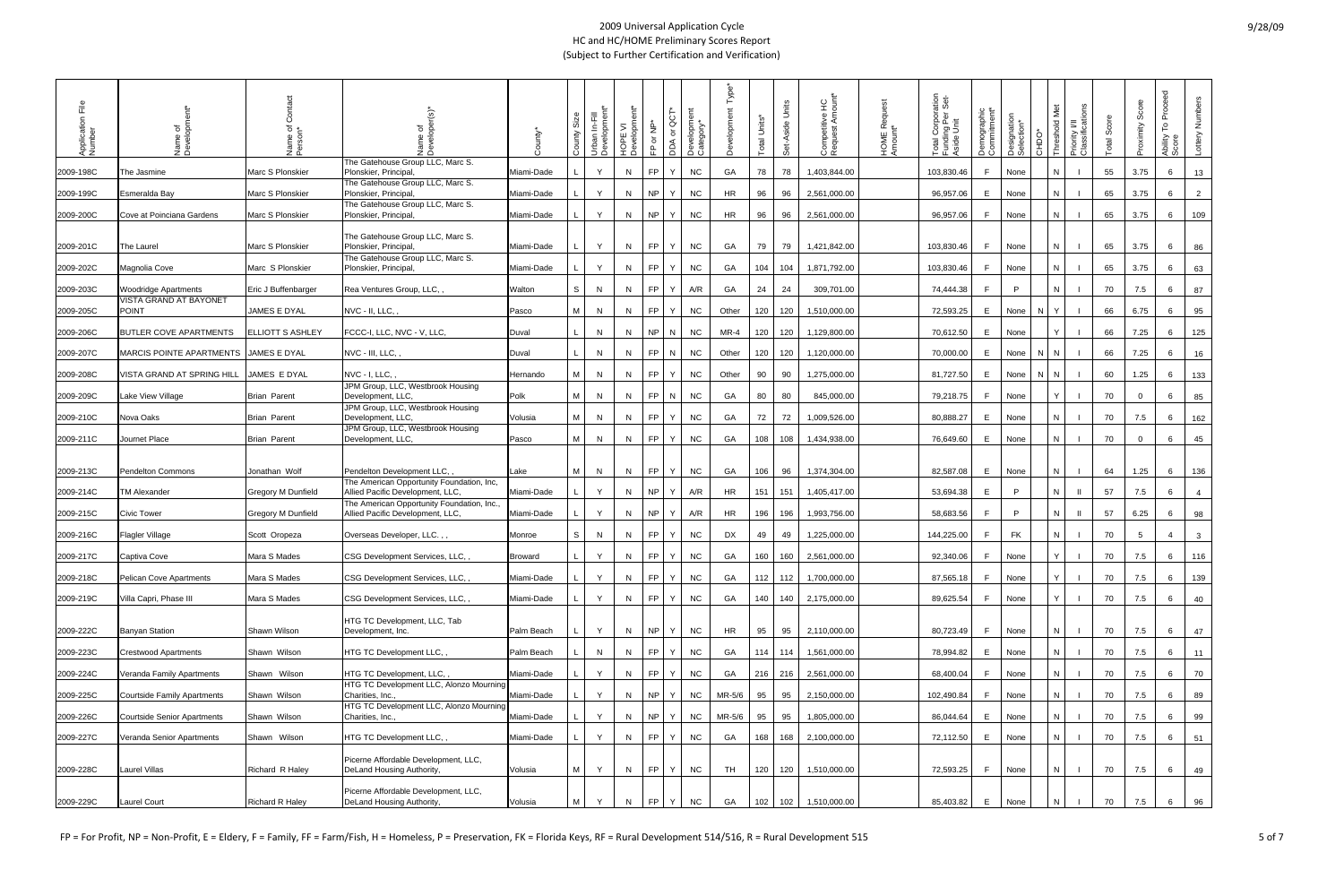# 2009 Universal Application Cycle
## HC and HC/HOME Preliminary Scores Report
### (Subject to Further Certification and Verification)

9/28/09

| Application File Number | Name of Development* | Name of Contact Person* | Name of Developer(s)* | County* | County Size | Urban In-Fill Development* | HOPE VI Development* | FP or NP* | DDA or QCT* | Development Category* | Development Type* | Total Units* | Set-Aside Units | Competitive HC Request Amount* | HOME Request Amount* | Total Corporation Funding Per Set-Aside Unit | Demographic Commitment* | Designation Selection* | CHDO* | Threshold Met | Priority VII Classifications | Total Score | Proximity Score | Ability To Proceed Score | Lottery Numbers |
|---|---|---|---|---|---|---|---|---|---|---|---|---|---|---|---|---|---|---|---|---|---|---|---|---|---|
| 2009-198C | The Jasmine | Marc S Plonskier | The Gatehouse Group LLC, Marc S. Plonskier, Principal, | Miami-Dade | L | Y | N | FP | Y | NC | GA | 78 | 78 | 1,403,844.00 | | 103,830.46 | F | None | | N | I | 55 | 3.75 | 6 | 13 |
| 2009-199C | Esmeralda Bay | Marc S Plonskier | The Gatehouse Group LLC, Marc S. Plonskier, Principal, | Miami-Dade | L | Y | N | NP | Y | NC | HR | 96 | 96 | 2,561,000.00 | | 96,957.06 | E | None | | N | I | 65 | 3.75 | 6 | 2 |
| 2009-200C | Cove at Poinciana Gardens | Marc S Plonskier | The Gatehouse Group LLC, Marc S. Plonskier, Principal, | Miami-Dade | L | Y | N | NP | Y | NC | HR | 96 | 96 | 2,561,000.00 | | 96,957.06 | F | None | | N | I | 65 | 3.75 | 6 | 109 |
| 2009-201C | The Laurel | Marc S Plonskier | The Gatehouse Group LLC, Marc S. Plonskier, Principal, | Miami-Dade | L | Y | N | FP | Y | NC | GA | 79 | 79 | 1,421,842.00 | | 103,830.46 | F | None | | N | I | 65 | 3.75 | 6 | 86 |
| 2009-202C | Magnolia Cove | Marc S Plonskier | The Gatehouse Group LLC, Marc S. Plonskier, Principal, | Miami-Dade | L | Y | N | FP | Y | NC | GA | 104 | 104 | 1,871,792.00 | | 103,830.46 | F | None | | N | I | 65 | 3.75 | 6 | 63 |
| 2009-203C | Woodridge Apartments | Eric J Buffenbarger | Rea Ventures Group, LLC, , | Walton | S | N | N | FP | Y | A/R | GA | 24 | 24 | 309,701.00 | | 74,444.38 | F | P | | N | I | 70 | 7.5 | 6 | 87 |
| 2009-205C | VISTA GRAND AT BAYONET POINT | JAMES E DYAL | NVC - II, LLC, , | Pasco | M | N | N | FP | Y | NC | Other | 120 | 120 | 1,510,000.00 | | 72,593.25 | E | None | N | Y | I | 66 | 6.75 | 6 | 95 |
| 2009-206C | BUTLER COVE APARTMENTS | ELLIOTT S ASHLEY | FCCC-I, LLC, NVC - V, LLC, | Duval | L | N | N | NP | N | NC | MR-4 | 120 | 120 | 1,129,800.00 | | 70,612.50 | E | None | | Y | I | 66 | 7.25 | 6 | 125 |
| 2009-207C | MARCIS POINTE APARTMENTS | JAMES E DYAL | NVC - III, LLC, , | Duval | L | N | N | FP | N | NC | Other | 120 | 120 | 1,120,000.00 | | 70,000.00 | E | None | N | N | I | 66 | 7.25 | 6 | 16 |
| 2009-208C | VISTA GRAND AT SPRING HILL | JAMES E DYAL | NVC - I, LLC, , | Hernando | M | N | N | FP | Y | NC | Other | 90 | 90 | 1,275,000.00 | | 81,727.50 | E | None | N | N | I | 60 | 1.25 | 6 | 133 |
| 2009-209C | Lake View Village | Brian Parent | JPM Group, LLC, Westbrook Housing Development, LLC, | Polk | M | N | N | FP | N | NC | GA | 80 | 80 | 845,000.00 | | 79,218.75 | F | None | | Y | I | 70 | 0 | 6 | 85 |
| 2009-210C | Nova Oaks | Brian Parent | JPM Group, LLC, Westbrook Housing Development, LLC, | Volusia | M | N | N | FP | Y | NC | GA | 72 | 72 | 1,009,526.00 | | 80,888.27 | E | None | | N | I | 70 | 7.5 | 6 | 162 |
| 2009-211C | Journet Place | Brian Parent | JPM Group, LLC, Westbrook Housing Development, LLC, | Pasco | M | N | N | FP | Y | NC | GA | 108 | 108 | 1,434,938.00 | | 76,649.60 | E | None | | N | I | 70 | 0 | 6 | 45 |
| 2009-213C | Pendelton Commons | Jonathan Wolf | Pendelton Development LLC, , | Lake | M | N | N | FP | Y | NC | GA | 106 | 96 | 1,374,304.00 | | 82,587.08 | E | None | | N | I | 64 | 1.25 | 6 | 136 |
| 2009-214C | TM Alexander | Gregory M Dunfield | The American Opportunity Foundation, Inc, Allied Pacific Development, LLC, | Miami-Dade | L | Y | N | NP | Y | A/R | HR | 151 | 151 | 1,405,417.00 | | 53,694.38 | E | P | | N | II | 57 | 7.5 | 6 | 4 |
| 2009-215C | Civic Tower | Gregory M Dunfield | The American Opportunity Foundation, Inc., Allied Pacific Development, LLC, | Miami-Dade | L | Y | N | NP | Y | A/R | HR | 196 | 196 | 1,993,756.00 | | 58,683.56 | F | P | | N | II | 57 | 6.25 | 6 | 98 |
| 2009-216C | Flagler Village | Scott Oropeza | Overseas Developer, LLC. , , | Monroe | S | N | N | FP | Y | NC | DX | 49 | 49 | 1,225,000.00 | | 144,225.00 | F | FK | | N | I | 70 | 5 | 4 | 3 |
| 2009-217C | Captiva Cove | Mara S Mades | CSG Development Services, LLC, , | Broward | L | Y | N | FP | Y | NC | GA | 160 | 160 | 2,561,000.00 | | 92,340.06 | F | None | | Y | I | 70 | 7.5 | 6 | 116 |
| 2009-218C | Pelican Cove Apartments | Mara S Mades | CSG Development Services, LLC, , | Miami-Dade | L | Y | N | FP | Y | NC | GA | 112 | 112 | 1,700,000.00 | | 87,565.18 | F | None | | Y | I | 70 | 7.5 | 6 | 139 |
| 2009-219C | Villa Capri, Phase III | Mara S Mades | CSG Development Services, LLC, , | Miami-Dade | L | Y | N | FP | Y | NC | GA | 140 | 140 | 2,175,000.00 | | 89,625.54 | F | None | | Y | I | 70 | 7.5 | 6 | 40 |
| 2009-222C | Banyan Station | Shawn Wilson | HTG TC Development, LLC, Tab Development, Inc. | Palm Beach | L | Y | N | NP | Y | NC | HR | 95 | 95 | 2,110,000.00 | | 80,723.49 | F | None | | N | I | 70 | 7.5 | 6 | 47 |
| 2009-223C | Crestwood Apartments | Shawn Wilson | HTG TC Development LLC, , | Palm Beach | L | N | N | FP | Y | NC | GA | 114 | 114 | 1,561,000.00 | | 78,994.82 | E | None | | N | I | 70 | 7.5 | 6 | 11 |
| 2009-224C | Veranda Family Apartments | Shawn Wilson | HTG TC Development, LLC, , | Miami-Dade | L | Y | N | FP | Y | NC | GA | 216 | 216 | 2,561,000.00 | | 68,400.04 | F | None | | N | I | 70 | 7.5 | 6 | 70 |
| 2009-225C | Courtside Family Apartments | Shawn Wilson | HTG TC Development LLC, Alonzo Mourning Charities, Inc., | Miami-Dade | L | Y | N | NP | Y | NC | MR-5/6 | 95 | 95 | 2,150,000.00 | | 102,490.84 | F | None | | N | I | 70 | 7.5 | 6 | 89 |
| 2009-226C | Courtside Senior Apartments | Shawn Wilson | HTG TC Development LLC, Alonzo Mourning Charities, Inc., | Miami-Dade | L | Y | N | NP | Y | NC | MR-5/6 | 95 | 95 | 1,805,000.00 | | 86,044.64 | E | None | | N | I | 70 | 7.5 | 6 | 99 |
| 2009-227C | Veranda Senior Apartments | Shawn Wilson | HTG TC Development LLC, , | Miami-Dade | L | Y | N | FP | Y | NC | GA | 168 | 168 | 2,100,000.00 | | 72,112.50 | E | None | | N | I | 70 | 7.5 | 6 | 51 |
| 2009-228C | Laurel Villas | Richard R Haley | Picerne Affordable Development, LLC, DeLand Housing Authority, | Volusia | M | Y | N | FP | Y | NC | TH | 120 | 120 | 1,510,000.00 | | 72,593.25 | F | None | | N | I | 70 | 7.5 | 6 | 49 |
| 2009-229C | Laurel Court | Richard R Haley | Picerne Affordable Development, LLC, DeLand Housing Authority, | Volusia | M | Y | N | FP | Y | NC | GA | 102 | 102 | 1,510,000.00 | | 85,403.82 | E | None | | N | I | 70 | 7.5 | 6 | 96 |

FP = For Profit, NP = Non-Profit, E = Eldery, F = Family, FF = Farm/Fish, H = Homeless, P = Preservation, FK = Florida Keys, RF = Rural Development 514/516, R = Rural Development 515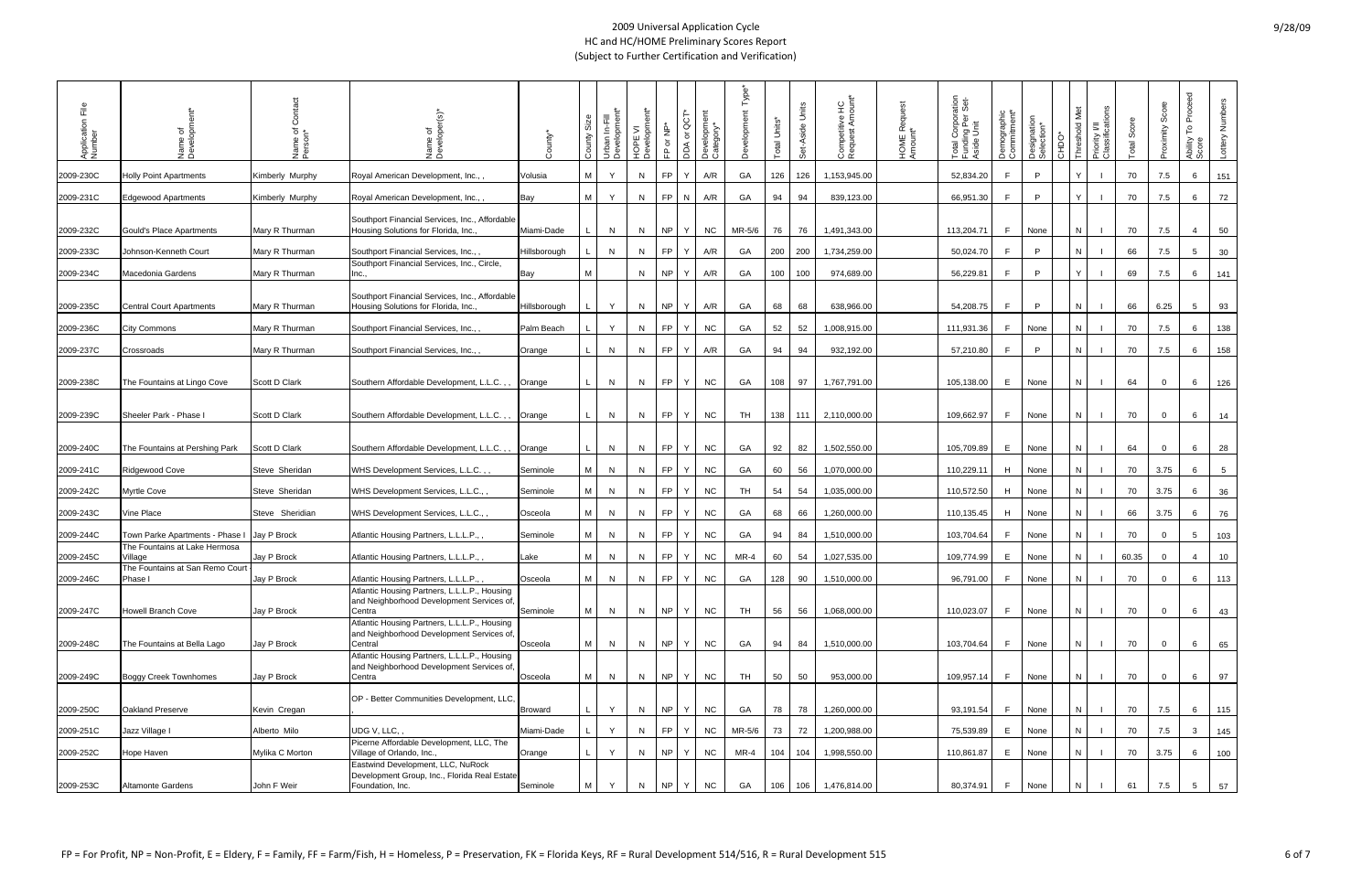2009 Universal Application Cycle
HC and HC/HOME Preliminary Scores Report
(Subject to Further Certification and Verification)

| Application File Number | Name of Development* | Name of Contact Person* | Name of Developer(s)* | County* | County Size | Urban In-Fill Development* | HOPE VI Development* | FP or NP* | DDA or QCT* | Development Category* | Development Type* | Total Units* | Set-Aside Units | Competitive HC Request Amount* | HOME Request Amount* | Total Corporation Funding Per Set-Aside Unit | Demographic Commitment* | Designation Selection* | CHDO* | Threshold Met | Priority VII Classifications | Total Score | Proximity Score | Ability To Proceed Score | Lottery Numbers |
|---|---|---|---|---|---|---|---|---|---|---|---|---|---|---|---|---|---|---|---|---|---|---|---|---|---|
| 2009-230C | Holly Point Apartments | Kimberly Murphy | Royal American Development, Inc., , | Volusia | M | Y | N | FP | Y | A/R | GA | 126 | 126 | 1,153,945.00 | | 52,834.20 | F | P | | Y | I | 70 | 7.5 | 6 | 151 |
| 2009-231C | Edgewood Apartments | Kimberly Murphy | Royal American Development, Inc., , | Bay | M | Y | N | FP | N | A/R | GA | 94 | 94 | 839,123.00 | | 66,951.30 | F | P | | Y | I | 70 | 7.5 | 6 | 72 |
| 2009-232C | Gould's Place Apartments | Mary R Thurman | Southport Financial Services, Inc., Affordable Housing Solutions for Florida, Inc., | Miami-Dade | L | N | N | NP | Y | NC | MR-5/6 | 76 | 76 | 1,491,343.00 | | 113,204.71 | F | None | | N | I | 70 | 7.5 | 4 | 50 |
| 2009-233C | Johnson-Kenneth Court | Mary R Thurman | Southport Financial Services, Inc., , | Hillsborough | L | N | N | FP | Y | A/R | GA | 200 | 200 | 1,734,259.00 | | 50,024.70 | F | P | | N | I | 66 | 7.5 | 5 | 30 |
| 2009-234C | Macedonia Gardens | Mary R Thurman | Southport Financial Services, Inc., Circle, Inc., | Bay | M | | N | NP | Y | A/R | GA | 100 | 100 | 974,689.00 | | 56,229.81 | F | P | | Y | I | 69 | 7.5 | 6 | 141 |
| 2009-235C | Central Court Apartments | Mary R Thurman | Southport Financial Services, Inc., Affordable Housing Solutions for Florida, Inc., | Hillsborough | L | Y | N | NP | Y | A/R | GA | 68 | 68 | 638,966.00 | | 54,208.75 | F | P | | N | I | 66 | 6.25 | 5 | 93 |
| 2009-236C | City Commons | Mary R Thurman | Southport Financial Services, Inc., , | Palm Beach | L | Y | N | FP | Y | NC | GA | 52 | 52 | 1,008,915.00 | | 111,931.36 | F | None | | N | I | 70 | 7.5 | 6 | 138 |
| 2009-237C | Crossroads | Mary R Thurman | Southport Financial Services, Inc., , | Orange | L | N | N | FP | Y | A/R | GA | 94 | 94 | 932,192.00 | | 57,210.80 | F | P | | N | I | 70 | 7.5 | 6 | 158 |
| 2009-238C | The Fountains at Lingo Cove | Scott D Clark | Southern Affordable Development, L.L.C. , , | Orange | L | N | N | FP | Y | NC | GA | 108 | 97 | 1,767,791.00 | | 105,138.00 | E | None | | N | I | 64 | 0 | 6 | 126 |
| 2009-239C | Sheeler Park - Phase I | Scott D Clark | Southern Affordable Development, L.L.C. , , | Orange | L | N | N | FP | Y | NC | TH | 138 | 111 | 2,110,000.00 | | 109,662.97 | F | None | | N | I | 70 | 0 | 6 | 14 |
| 2009-240C | The Fountains at Pershing Park | Scott D Clark | Southern Affordable Development, L.L.C. , , | Orange | L | N | N | FP | Y | NC | GA | 92 | 82 | 1,502,550.00 | | 105,709.89 | E | None | | N | I | 64 | 0 | 6 | 28 |
| 2009-241C | Ridgewood Cove | Steve Sheridan | WHS Development Services, L.L.C. , , | Seminole | M | N | N | FP | Y | NC | GA | 60 | 56 | 1,070,000.00 | | 110,229.11 | H | None | | N | I | 70 | 3.75 | 6 | 5 |
| 2009-242C | Myrtle Cove | Steve Sheridan | WHS Development Services, L.L.C., , | Seminole | M | N | N | FP | Y | NC | TH | 54 | 54 | 1,035,000.00 | | 110,572.50 | H | None | | N | I | 70 | 3.75 | 6 | 36 |
| 2009-243C | Vine Place | Steve Sheridian | WHS Development Services, L.L.C., , | Osceola | M | N | N | FP | Y | NC | GA | 68 | 66 | 1,260,000.00 | | 110,135.45 | H | None | | N | I | 66 | 3.75 | 6 | 76 |
| 2009-244C | Town Parke Apartments - Phase I | Jay P Brock | Atlantic Housing Partners, L.L.L.P., , | Seminole | M | N | N | FP | Y | NC | GA | 94 | 84 | 1,510,000.00 | | 103,704.64 | F | None | | N | I | 70 | 0 | 5 | 103 |
| 2009-245C | The Fountains at Lake Hermosa Village | Jay P Brock | Atlantic Housing Partners, L.L.L.P., , | Lake | M | N | N | FP | Y | NC | MR-4 | 60 | 54 | 1,027,535.00 | | 109,774.99 | E | None | | N | I | 60.35 | 0 | 4 | 10 |
| 2009-246C | The Fountains at San Remo Court - Phase I | Jay P Brock | Atlantic Housing Partners, L.L.L.P., , | Osceola | M | N | N | FP | Y | NC | GA | 128 | 90 | 1,510,000.00 | | 96,791.00 | F | None | | N | I | 70 | 0 | 6 | 113 |
| 2009-247C | Howell Branch Cove | Jay P Brock | Atlantic Housing Partners, L.L.L.P., Housing and Neighborhood Development Services of, Centra | Seminole | M | N | N | NP | Y | NC | TH | 56 | 56 | 1,068,000.00 | | 110,023.07 | F | None | | N | I | 70 | 0 | 6 | 43 |
| 2009-248C | The Fountains at Bella Lago | Jay P Brock | Atlantic Housing Partners, L.L.L.P., Housing and Neighborhood Development Services of, Central | Osceola | M | N | N | NP | Y | NC | GA | 94 | 84 | 1,510,000.00 | | 103,704.64 | F | None | | N | I | 70 | 0 | 6 | 65 |
| 2009-249C | Boggy Creek Townhomes | Jay P Brock | Atlantic Housing Partners, L.L.L.P., Housing and Neighborhood Development Services of, Centra | Osceola | M | N | N | NP | Y | NC | TH | 50 | 50 | 953,000.00 | | 109,957.14 | F | None | | N | I | 70 | 0 | 6 | 97 |
| 2009-250C | Oakland Preserve | Kevin Cregan | OP - Better Communities Development, LLC, , | Broward | L | Y | N | NP | Y | NC | GA | 78 | 78 | 1,260,000.00 | | 93,191.54 | F | None | | N | I | 70 | 7.5 | 6 | 115 |
| 2009-251C | Jazz Village I | Alberto Milo | UDG V, LLC, , | Miami-Dade | L | Y | N | FP | Y | NC | MR-5/6 | 73 | 72 | 1,200,988.00 | | 75,539.89 | E | None | | N | I | 70 | 7.5 | 3 | 145 |
| 2009-252C | Hope Haven | Mylika C Morton | Picerne Affordable Development, LLC, The Village of Orlando, Inc., | Orange | L | Y | N | NP | Y | NC | MR-4 | 104 | 104 | 1,998,550.00 | | 110,861.87 | E | None | | N | I | 70 | 3.75 | 6 | 100 |
| 2009-253C | Altamonte Gardens | John F Weir | Eastwind Development, LLC, NuRock Development Group, Inc., Florida Real Estate Foundation, Inc. | Seminole | M | Y | N | NP | Y | NC | GA | 106 | 106 | 1,476,814.00 | | 80,374.91 | F | None | | N | I | 61 | 7.5 | 5 | 57 |

FP = For Profit, NP = Non-Profit, E = Eldery, F = Family, FF = Farm/Fish, H = Homeless, P = Preservation, FK = Florida Keys, RF = Rural Development 514/516, R = Rural Development 515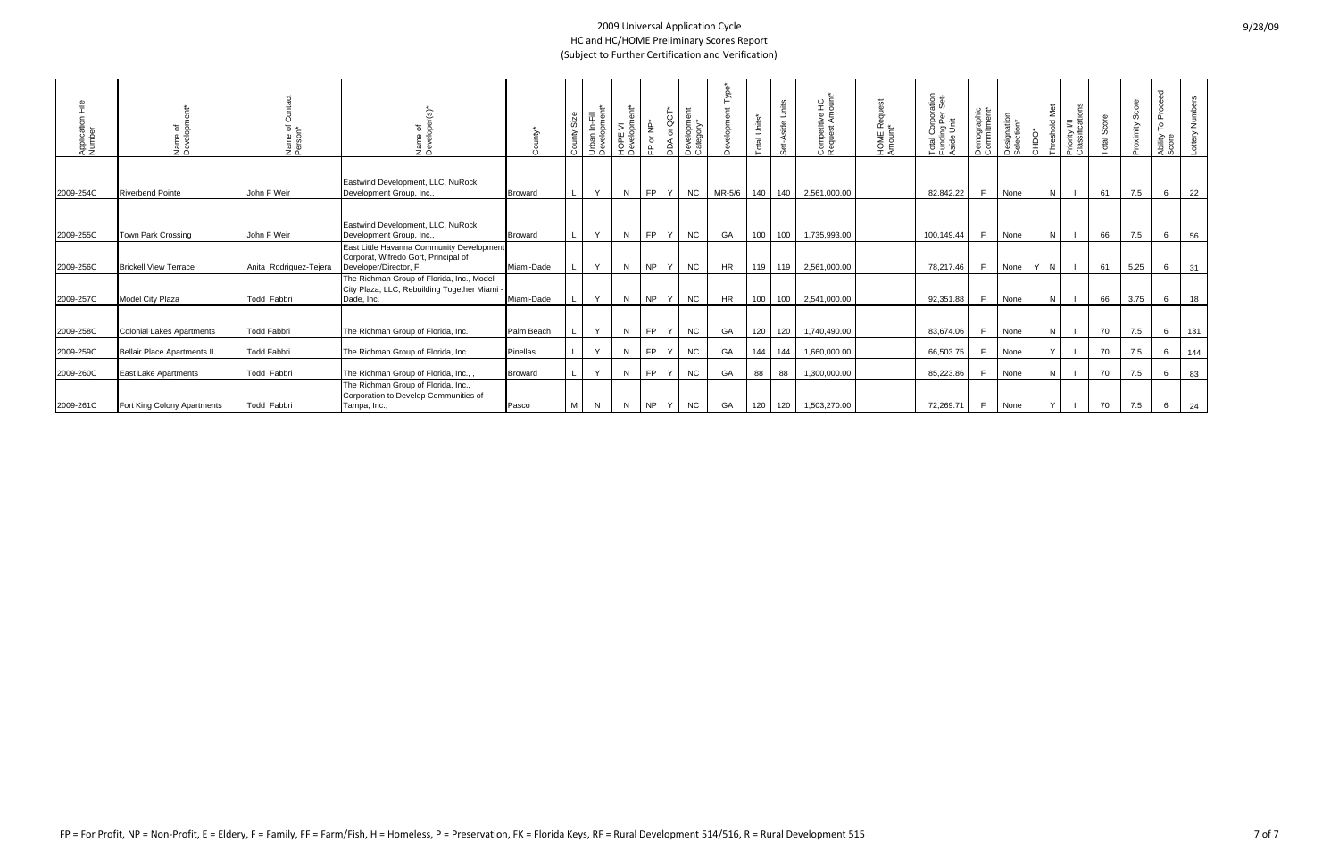# 2009 Universal Application Cycle
## HC and HC/HOME Preliminary Scores Report
### (Subject to Further Certification and Verification)

9/28/09

| Application File Number | Name of Development* | Name of Contact Person* | Name of Developer(s)* | County* | County Size | Urban In-Fill Development* | HOPE VI Development* | FP or NP* | DDA or QCT* | Development Category* | Development Type* | Total Units* | Set-Aside Units | Competitive HC Request Amount* | HOME Request Amount* | Total Corporation Funding Per Set-Aside Unit | Demographic Commitment* | Designation Selection* | CHDO* | Threshold Met | Priority I/II Classifications | Total Score | Proximity Score | Ability To Proceed Score | Lottery Numbers |
|---|---|---|---|---|---|---|---|---|---|---|---|---|---|---|---|---|---|---|---|---|---|---|---|---|---|
| 2009-254C | Riverbend Pointe | John F Weir | Eastwind Development, LLC, NuRock Development Group, Inc., | Broward | L | Y | N | FP | Y | NC | MR-5/6 | 140 | 140 | 2,561,000.00 | | 82,842.22 | F | None | | N | I | 61 | 7.5 | 6 | 22 |
| 2009-255C | Town Park Crossing | John F Weir | Eastwind Development, LLC, NuRock Development Group, Inc., | Broward | L | Y | N | FP | Y | NC | GA | 100 | 100 | 1,735,993.00 | | 100,149.44 | F | None | | N | I | 66 | 7.5 | 6 | 56 |
| 2009-256C | Brickell View Terrace | Anita Rodriguez-Tejera | East Little Havanna Community Development Corporat, Wifredo Gort, Principal of Developer/Director, F | Miami-Dade | L | Y | N | NP | Y | NC | HR | 119 | 119 | 2,561,000.00 | | 78,217.46 | F | None | Y | N | I | 61 | 5.25 | 6 | 31 |
| 2009-257C | Model City Plaza | Todd Fabbri | The Richman Group of Florida, Inc., Model City Plaza, LLC, Rebuilding Together Miami - Dade, Inc. | Miami-Dade | L | Y | N | NP | Y | NC | HR | 100 | 100 | 2,541,000.00 | | 92,351.88 | F | None | | N | I | 66 | 3.75 | 6 | 18 |
| 2009-258C | Colonial Lakes Apartments | Todd Fabbri | The Richman Group of Florida, Inc. | Palm Beach | L | Y | N | FP | Y | NC | GA | 120 | 120 | 1,740,490.00 | | 83,674.06 | F | None | | N | I | 70 | 7.5 | 6 | 131 |
| 2009-259C | Bellair Place Apartments II | Todd Fabbri | The Richman Group of Florida, Inc. | Pinellas | L | Y | N | FP | Y | NC | GA | 144 | 144 | 1,660,000.00 | | 66,503.75 | F | None | | Y | I | 70 | 7.5 | 6 | 144 |
| 2009-260C | East Lake Apartments | Todd Fabbri | The Richman Group of Florida, Inc., , | Broward | L | Y | N | FP | Y | NC | GA | 88 | 88 | 1,300,000.00 | | 85,223.86 | F | None | | N | I | 70 | 7.5 | 6 | 83 |
| 2009-261C | Fort King Colony Apartments | Todd Fabbri | The Richman Group of Florida, Inc., Corporation to Develop Communities of Tampa, Inc., | Pasco | M | N | N | NP | Y | NC | GA | 120 | 120 | 1,503,270.00 | | 72,269.71 | F | None | | Y | I | 70 | 7.5 | 6 | 24 |

FP = For Profit, NP = Non-Profit, E = Eldery, F = Family, FF = Farm/Fish, H = Homeless, P = Preservation, FK = Florida Keys, RF = Rural Development 514/516, R = Rural Development 515